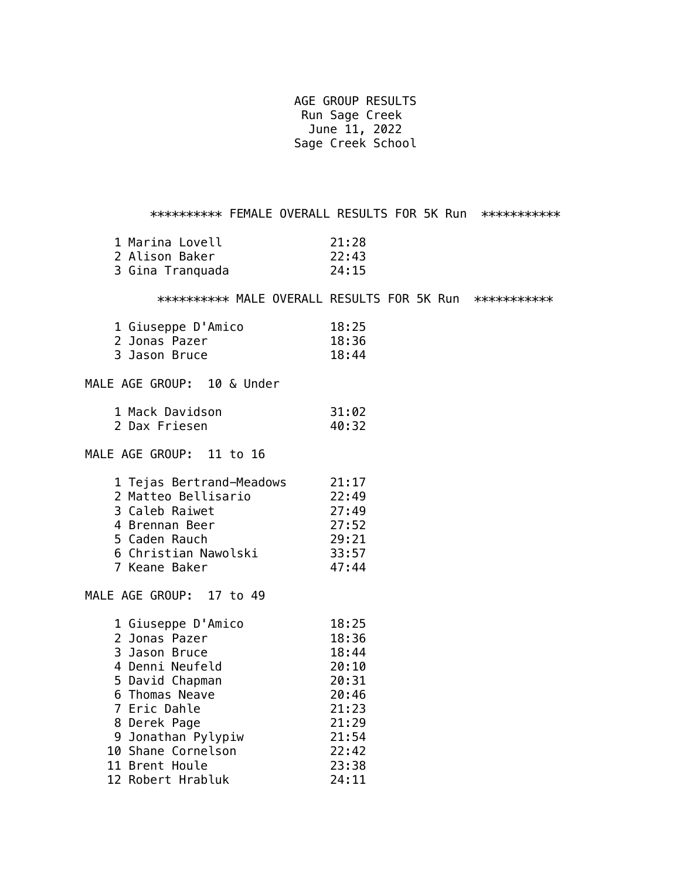# AGE GROUP RESULTS

## Run Sage Creek

June 11, 2022

Sage Creek School

### ********** FEMALE OVERALL RESULTS FOR 5K Run ***********

| Place | Name | Time |
|---|---|---|
| 1 | Marina Lovell | 21:28 |
| 2 | Alison Baker | 22:43 |
| 3 | Gina Tranquada | 24:15 |

### ********** MALE OVERALL RESULTS FOR 5K Run ***********

| Place | Name | Time |
|---|---|---|
| 1 | Giuseppe D'Amico | 18:25 |
| 2 | Jonas Pazer | 18:36 |
| 3 | Jason Bruce | 18:44 |

### MALE AGE GROUP: 10 & Under

| Place | Name | Time |
|---|---|---|
| 1 | Mack Davidson | 31:02 |
| 2 | Dax Friesen | 40:32 |

### MALE AGE GROUP: 11 to 16

| Place | Name | Time |
|---|---|---|
| 1 | Tejas Bertrand-Meadows | 21:17 |
| 2 | Matteo Bellisario | 22:49 |
| 3 | Caleb Raiwet | 27:49 |
| 4 | Brennan Beer | 27:52 |
| 5 | Caden Rauch | 29:21 |
| 6 | Christian Nawolski | 33:57 |
| 7 | Keane Baker | 47:44 |

### MALE AGE GROUP: 17 to 49

| Place | Name | Time |
|---|---|---|
| 1 | Giuseppe D'Amico | 18:25 |
| 2 | Jonas Pazer | 18:36 |
| 3 | Jason Bruce | 18:44 |
| 4 | Denni Neufeld | 20:10 |
| 5 | David Chapman | 20:31 |
| 6 | Thomas Neave | 20:46 |
| 7 | Eric Dahle | 21:23 |
| 8 | Derek Page | 21:29 |
| 9 | Jonathan Pylypiw | 21:54 |
| 10 | Shane Cornelson | 22:42 |
| 11 | Brent Houle | 23:38 |
| 12 | Robert Hrabluk | 24:11 |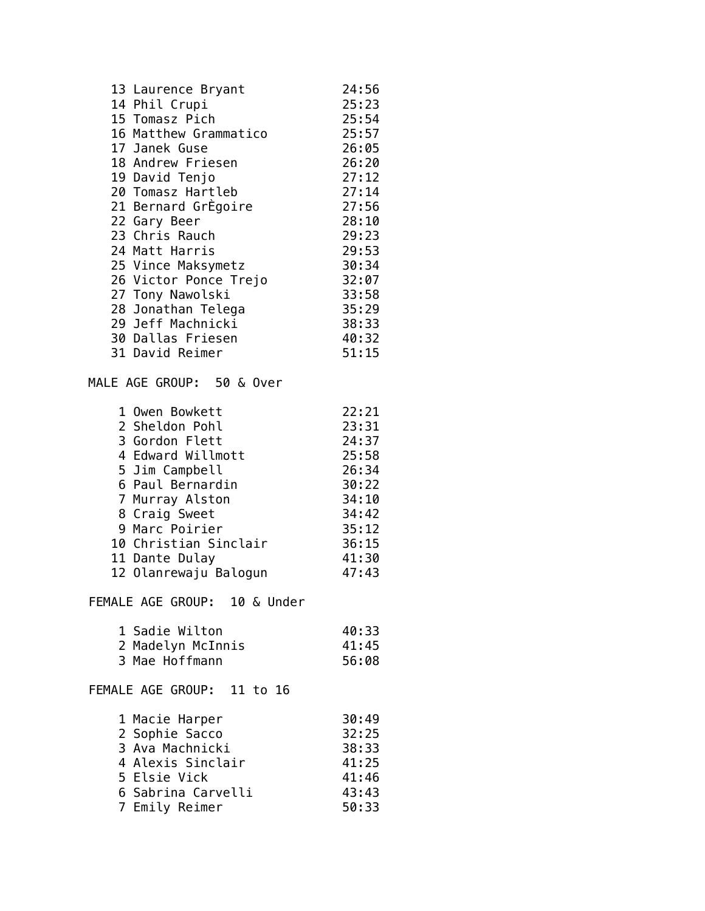| Place | Name | Time |
|---|---|---|
| 13 | Laurence Bryant | 24:56 |
| 14 | Phil Crupi | 25:23 |
| 15 | Tomasz Pich | 25:54 |
| 16 | Matthew Grammatico | 25:57 |
| 17 | Janek Guse | 26:05 |
| 18 | Andrew Friesen | 26:20 |
| 19 | David Tenjo | 27:12 |
| 20 | Tomasz Hartleb | 27:14 |
| 21 | Bernard GrÈgoire | 27:56 |
| 22 | Gary Beer | 28:10 |
| 23 | Chris Rauch | 29:23 |
| 24 | Matt Harris | 29:53 |
| 25 | Vince Maksymetz | 30:34 |
| 26 | Victor Ponce Trejo | 32:07 |
| 27 | Tony Nawolski | 33:58 |
| 28 | Jonathan Telega | 35:29 |
| 29 | Jeff Machnicki | 38:33 |
| 30 | Dallas Friesen | 40:32 |
| 31 | David Reimer | 51:15 |

MALE AGE GROUP:  50 & Over

| Place | Name | Time |
|---|---|---|
| 1 | Owen Bowkett | 22:21 |
| 2 | Sheldon Pohl | 23:31 |
| 3 | Gordon Flett | 24:37 |
| 4 | Edward Willmott | 25:58 |
| 5 | Jim Campbell | 26:34 |
| 6 | Paul Bernardin | 30:22 |
| 7 | Murray Alston | 34:10 |
| 8 | Craig Sweet | 34:42 |
| 9 | Marc Poirier | 35:12 |
| 10 | Christian Sinclair | 36:15 |
| 11 | Dante Dulay | 41:30 |
| 12 | Olanrewaju Balogun | 47:43 |

FEMALE AGE GROUP:  10 & Under

| Place | Name | Time |
|---|---|---|
| 1 | Sadie Wilton | 40:33 |
| 2 | Madelyn McInnis | 41:45 |
| 3 | Mae Hoffmann | 56:08 |

FEMALE AGE GROUP:  11 to 16

| Place | Name | Time |
|---|---|---|
| 1 | Macie Harper | 30:49 |
| 2 | Sophie Sacco | 32:25 |
| 3 | Ava Machnicki | 38:33 |
| 4 | Alexis Sinclair | 41:25 |
| 5 | Elsie Vick | 41:46 |
| 6 | Sabrina Carvelli | 43:43 |
| 7 | Emily Reimer | 50:33 |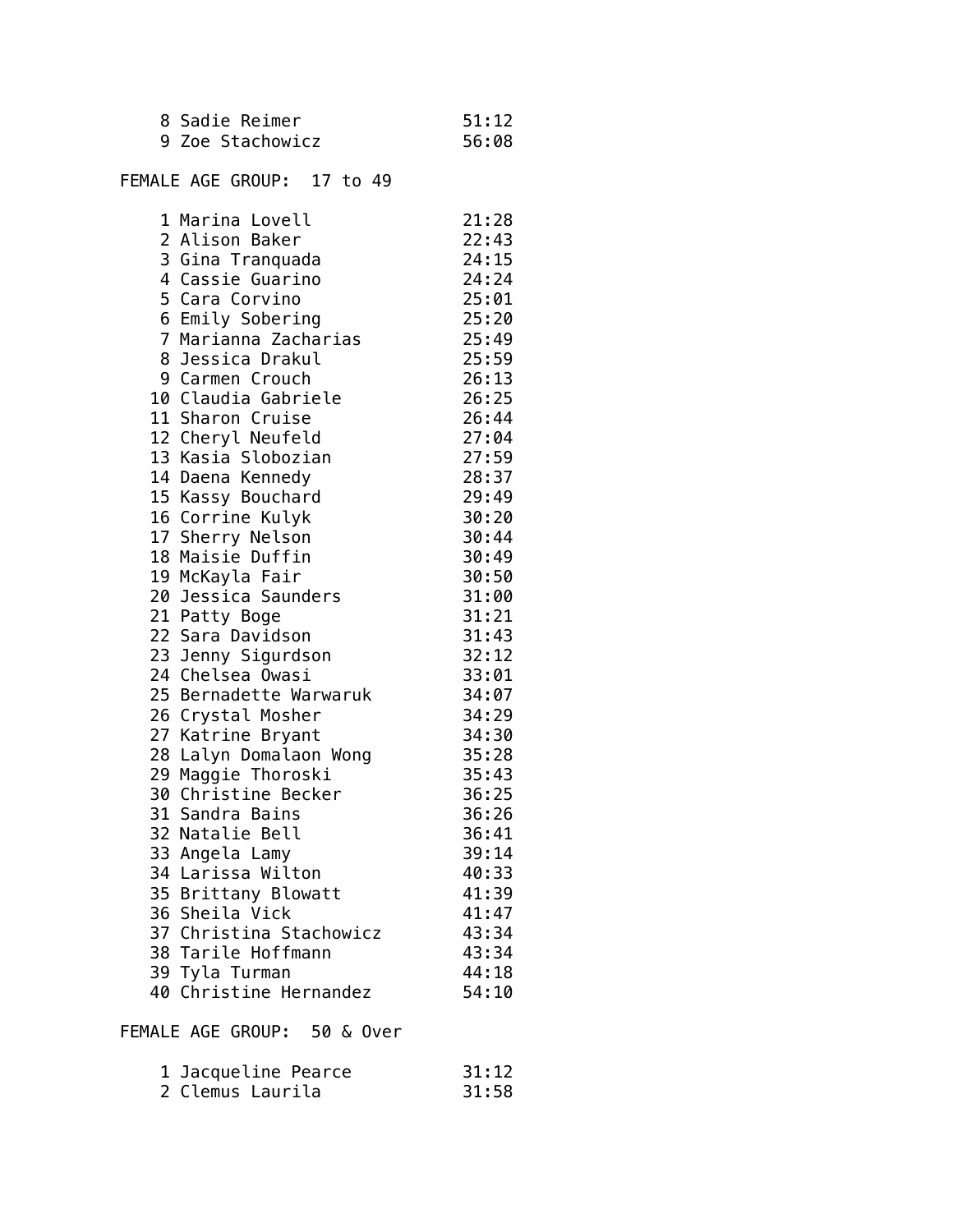| | | |
|---|---|---|
| 8 | Sadie Reimer | 51:12 |
| 9 | Zoe Stachowicz | 56:08 |

FEMALE AGE GROUP:  17 to 49

| | | |
|---|---|---|
| 1 | Marina Lovell | 21:28 |
| 2 | Alison Baker | 22:43 |
| 3 | Gina Tranquada | 24:15 |
| 4 | Cassie Guarino | 24:24 |
| 5 | Cara Corvino | 25:01 |
| 6 | Emily Sobering | 25:20 |
| 7 | Marianna Zacharias | 25:49 |
| 8 | Jessica Drakul | 25:59 |
| 9 | Carmen Crouch | 26:13 |
| 10 | Claudia Gabriele | 26:25 |
| 11 | Sharon Cruise | 26:44 |
| 12 | Cheryl Neufeld | 27:04 |
| 13 | Kasia Slobozian | 27:59 |
| 14 | Daena Kennedy | 28:37 |
| 15 | Kassy Bouchard | 29:49 |
| 16 | Corrine Kulyk | 30:20 |
| 17 | Sherry Nelson | 30:44 |
| 18 | Maisie Duffin | 30:49 |
| 19 | McKayla Fair | 30:50 |
| 20 | Jessica Saunders | 31:00 |
| 21 | Patty Boge | 31:21 |
| 22 | Sara Davidson | 31:43 |
| 23 | Jenny Sigurdson | 32:12 |
| 24 | Chelsea Owasi | 33:01 |
| 25 | Bernadette Warwaruk | 34:07 |
| 26 | Crystal Mosher | 34:29 |
| 27 | Katrine Bryant | 34:30 |
| 28 | Lalyn Domalaon Wong | 35:28 |
| 29 | Maggie Thoroski | 35:43 |
| 30 | Christine Becker | 36:25 |
| 31 | Sandra Bains | 36:26 |
| 32 | Natalie Bell | 36:41 |
| 33 | Angela Lamy | 39:14 |
| 34 | Larissa Wilton | 40:33 |
| 35 | Brittany Blowatt | 41:39 |
| 36 | Sheila Vick | 41:47 |
| 37 | Christina Stachowicz | 43:34 |
| 38 | Tarile Hoffmann | 43:34 |
| 39 | Tyla Turman | 44:18 |
| 40 | Christine Hernandez | 54:10 |

FEMALE AGE GROUP:  50 & Over

| | | |
|---|---|---|
| 1 | Jacqueline Pearce | 31:12 |
| 2 | Clemus Laurila | 31:58 |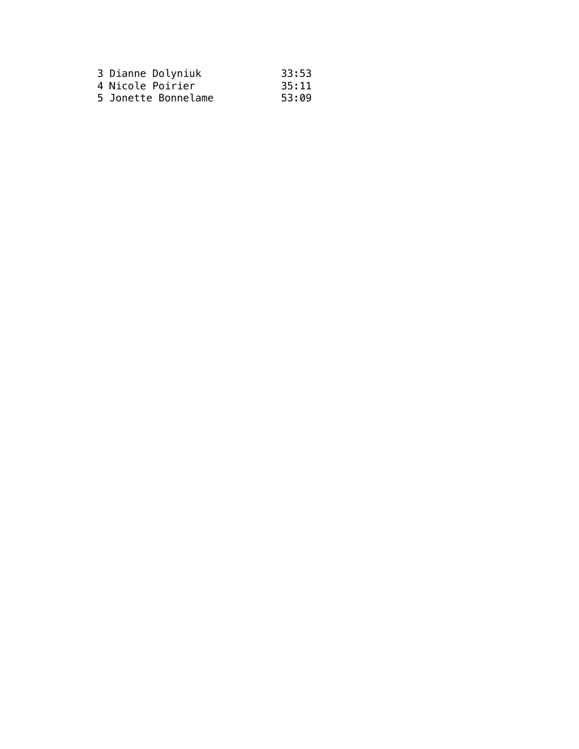```
3 Dianne Dolyniuk             33:53
4 Nicole Poirier              35:11
5 Jonette Bonnelame           53:09
```